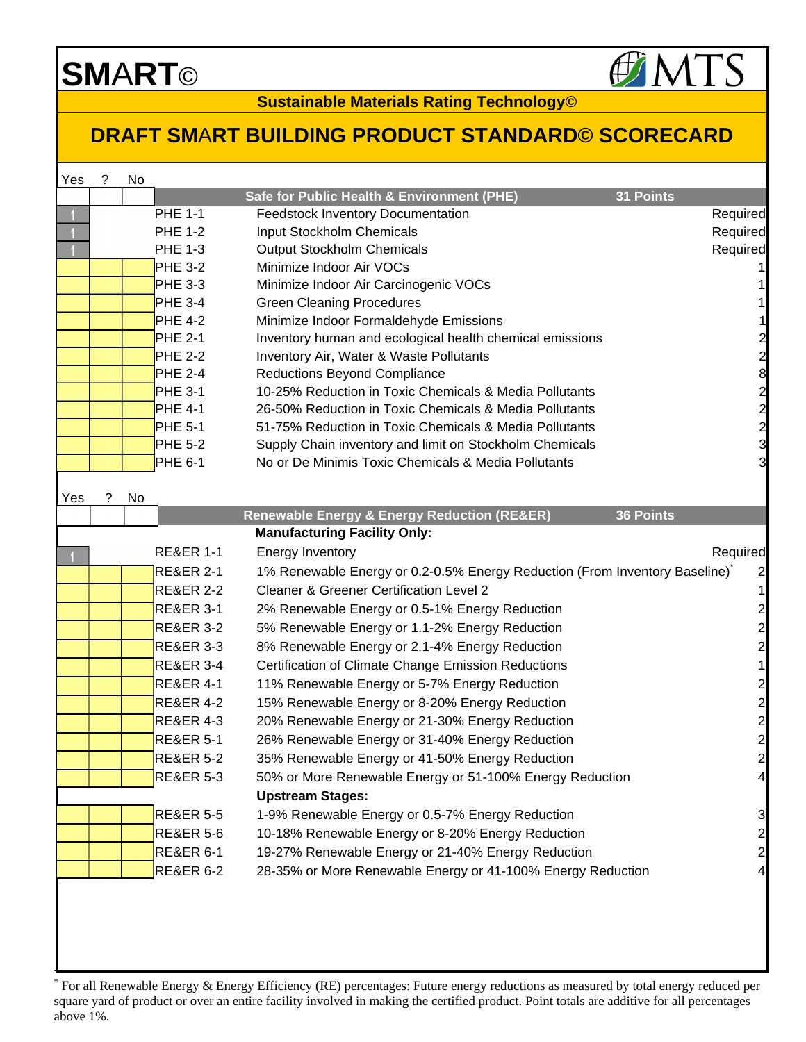# SMART©

**Sustainable Materials Rating Technology©**

## DRAFT SMART BUILDING PRODUCT STANDARD© SCORECARD

| Yes | ? | No | | Safe for Public Health & Environment (PHE) | 31 Points |
|---|---|---|---|---|---|
| 1 | | | PHE 1-1 | Feedstock Inventory Documentation | Required |
| 1 | | | PHE 1-2 | Input Stockholm Chemicals | Required |
| 1 | | | PHE 1-3 | Output Stockholm Chemicals | Required |
| | | | PHE 3-2 | Minimize Indoor Air VOCs | 1 |
| | | | PHE 3-3 | Minimize Indoor Air Carcinogenic VOCs | 1 |
| | | | PHE 3-4 | Green Cleaning Procedures | 1 |
| | | | PHE 4-2 | Minimize Indoor Formaldehyde Emissions | 1 |
| | | | PHE 2-1 | Inventory human and ecological health chemical emissions | 2 |
| | | | PHE 2-2 | Inventory Air, Water & Waste Pollutants | 2 |
| | | | PHE 2-4 | Reductions Beyond Compliance | 8 |
| | | | PHE 3-1 | 10-25% Reduction in Toxic Chemicals & Media Pollutants | 2 |
| | | | PHE 4-1 | 26-50% Reduction in Toxic Chemicals & Media Pollutants | 2 |
| | | | PHE 5-1 | 51-75% Reduction in Toxic Chemicals & Media Pollutants | 2 |
| | | | PHE 5-2 | Supply Chain inventory and limit on Stockholm Chemicals | 3 |
| | | | PHE 6-1 | No or De Minimis Toxic Chemicals & Media Pollutants | 3 |

| Yes | ? | No | | Renewable Energy & Energy Reduction (RE&ER) | 36 Points |
|---|---|---|---|---|---|
| | | | | **Manufacturing Facility Only:** | |
| 1 | | | RE&ER 1-1 | Energy Inventory | Required |
| | | | RE&ER 2-1 | 1% Renewable Energy or 0.2-0.5% Energy Reduction (From Inventory Baseline)* | 2 |
| | | | RE&ER 2-2 | Cleaner & Greener Certification Level 2 | 1 |
| | | | RE&ER 3-1 | 2% Renewable Energy or 0.5-1% Energy Reduction | 2 |
| | | | RE&ER 3-2 | 5% Renewable Energy or 1.1-2% Energy Reduction | 2 |
| | | | RE&ER 3-3 | 8% Renewable Energy or 2.1-4% Energy Reduction | 2 |
| | | | RE&ER 3-4 | Certification of Climate Change Emission Reductions | 1 |
| | | | RE&ER 4-1 | 11% Renewable Energy or 5-7% Energy Reduction | 2 |
| | | | RE&ER 4-2 | 15% Renewable Energy or 8-20% Energy Reduction | 2 |
| | | | RE&ER 4-3 | 20% Renewable Energy or 21-30% Energy Reduction | 2 |
| | | | RE&ER 5-1 | 26% Renewable Energy or 31-40% Energy Reduction | 2 |
| | | | RE&ER 5-2 | 35% Renewable Energy or 41-50% Energy Reduction | 2 |
| | | | RE&ER 5-3 | 50% or More Renewable Energy or 51-100% Energy Reduction | 4 |
| | | | | **Upstream Stages:** | |
| | | | RE&ER 5-5 | 1-9% Renewable Energy or 0.5-7% Energy Reduction | 3 |
| | | | RE&ER 5-6 | 10-18% Renewable Energy or 8-20% Energy Reduction | 2 |
| | | | RE&ER 6-1 | 19-27% Renewable Energy or 21-40% Energy Reduction | 2 |
| | | | RE&ER 6-2 | 28-35% or More Renewable Energy or 41-100% Energy Reduction | 4 |

* For all Renewable Energy & Energy Efficiency (RE) percentages: Future energy reductions as measured by total energy reduced per square yard of product or over an entire facility involved in making the certified product. Point totals are additive for all percentages above 1%.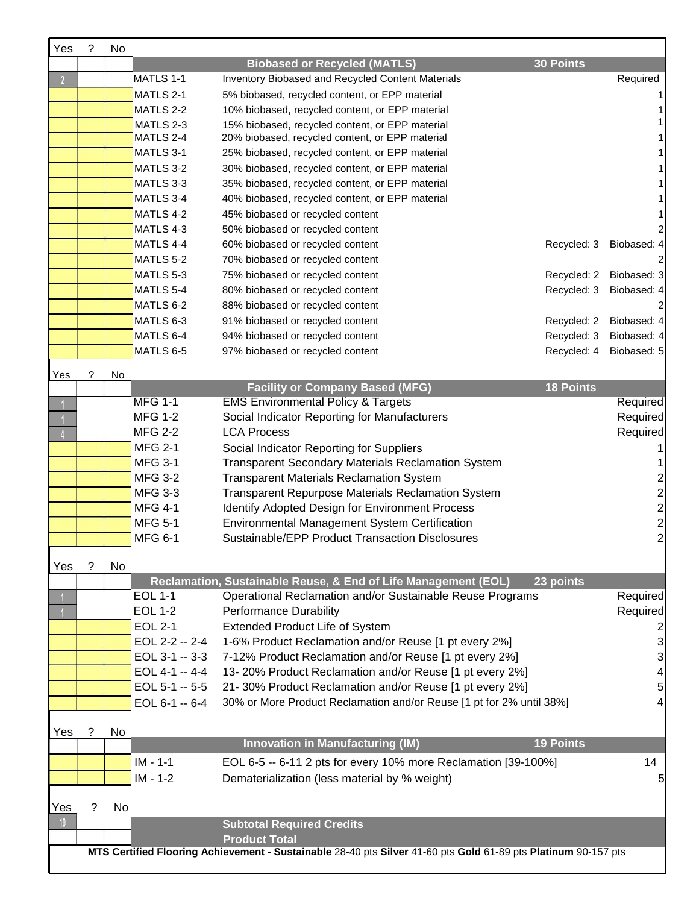| Yes | ? | No | | | | |
|---|---|---|---|---|---|---|
| | | | | **Biobased or Recycled (MATLS)** | **30 Points** | |
| 2 | | | MATLS 1-1 | Inventory Biobased and Recycled Content Materials | | Required |
| | | | MATLS 2-1 | 5% biobased, recycled content, or EPP material | | 1 |
| | | | MATLS 2-2 | 10% biobased, recycled content, or EPP material | | 1 |
| | | | MATLS 2-3 | 15% biobased, recycled content, or EPP material | | 1 |
| | | | MATLS 2-4 | 20% biobased, recycled content, or EPP material | | 1 |
| | | | MATLS 3-1 | 25% biobased, recycled content, or EPP material | | 1 |
| | | | MATLS 3-2 | 30% biobased, recycled content, or EPP material | | 1 |
| | | | MATLS 3-3 | 35% biobased, recycled content, or EPP material | | 1 |
| | | | MATLS 3-4 | 40% biobased, recycled content, or EPP material | | 1 |
| | | | MATLS 4-2 | 45% biobased or recycled content | | 1 |
| | | | MATLS 4-3 | 50% biobased or recycled content | | 2 |
| | | | MATLS 4-4 | 60% biobased or recycled content | Recycled: 3 | Biobased: 4 |
| | | | MATLS 5-2 | 70% biobased or recycled content | | 2 |
| | | | MATLS 5-3 | 75% biobased or recycled content | Recycled: 2 | Biobased: 3 |
| | | | MATLS 5-4 | 80% biobased or recycled content | Recycled: 3 | Biobased: 4 |
| | | | MATLS 6-2 | 88% biobased or recycled content | | 2 |
| | | | MATLS 6-3 | 91% biobased or recycled content | Recycled: 2 | Biobased: 4 |
| | | | MATLS 6-4 | 94% biobased or recycled content | Recycled: 3 | Biobased: 4 |
| | | | MATLS 6-5 | 97% biobased or recycled content | Recycled: 4 | Biobased: 5 |

| Yes | ? | No | | | | |
|---|---|---|---|---|---|---|
| | | | | **Facility or Company Based (MFG)** | **18 Points** | |
| 1 | | | MFG 1-1 | EMS Environmental Policy & Targets | | Required |
| 1 | | | MFG 1-2 | Social Indicator Reporting for Manufacturers | | Required |
| 4 | | | MFG 2-2 | LCA Process | | Required |
| | | | MFG 2-1 | Social Indicator Reporting for Suppliers | | 1 |
| | | | MFG 3-1 | Transparent Secondary Materials Reclamation System | | 1 |
| | | | MFG 3-2 | Transparent Materials Reclamation System | | 2 |
| | | | MFG 3-3 | Transparent Repurpose Materials Reclamation System | | 2 |
| | | | MFG 4-1 | Identify Adopted Design for Environment Process | | 2 |
| | | | MFG 5-1 | Environmental Management System Certification | | 2 |
| | | | MFG 6-1 | Sustainable/EPP Product Transaction Disclosures | | 2 |

| Yes | ? | No | | | | |
|---|---|---|---|---|---|---|
| | | | | **Reclamation, Sustainable Reuse, & End of Life Management (EOL)** | **23 points** | |
| 1 | | | EOL 1-1 | Operational Reclamation and/or Sustainable Reuse Programs | | Required |
| 1 | | | EOL 1-2 | Performance Durability | | Required |
| | | | EOL 2-1 | Extended Product Life of System | | 2 |
| | | | EOL 2-2 -- 2-4 | 1-6% Product Reclamation and/or Reuse [1 pt every 2%] | | 3 |
| | | | EOL 3-1 -- 3-3 | 7-12% Product Reclamation and/or Reuse [1 pt every 2%] | | 3 |
| | | | EOL 4-1 -- 4-4 | 13- 20% Product Reclamation and/or Reuse [1 pt every 2%] | | 4 |
| | | | EOL 5-1 -- 5-5 | 21- 30% Product Reclamation and/or Reuse [1 pt every 2%] | | 5 |
| | | | EOL 6-1 -- 6-4 | 30% or More Product Reclamation and/or Reuse [1 pt for 2% until 38%] | | 4 |

| Yes | ? | No | | | | |
|---|---|---|---|---|---|---|
| | | | | **Innovation in Manufacturing (IM)** | **19 Points** | |
| | | | IM - 1-1 | EOL 6-5 -- 6-11 2 pts for every 10% more Reclamation [39-100%] | | 14 |
| | | | IM - 1-2 | Dematerialization (less material by % weight) | | 5 |

| Yes | ? | No | | |
|---|---|---|---|---|
| 10 | | | | **Subtotal Required Credits** |
| | | | | **Product Total** |

**MTS Certified Flooring Achievement - Sustainable** 28-40 pts **Silver** 41-60 pts **Gold** 61-89 pts **Platinum** 90-157 pts